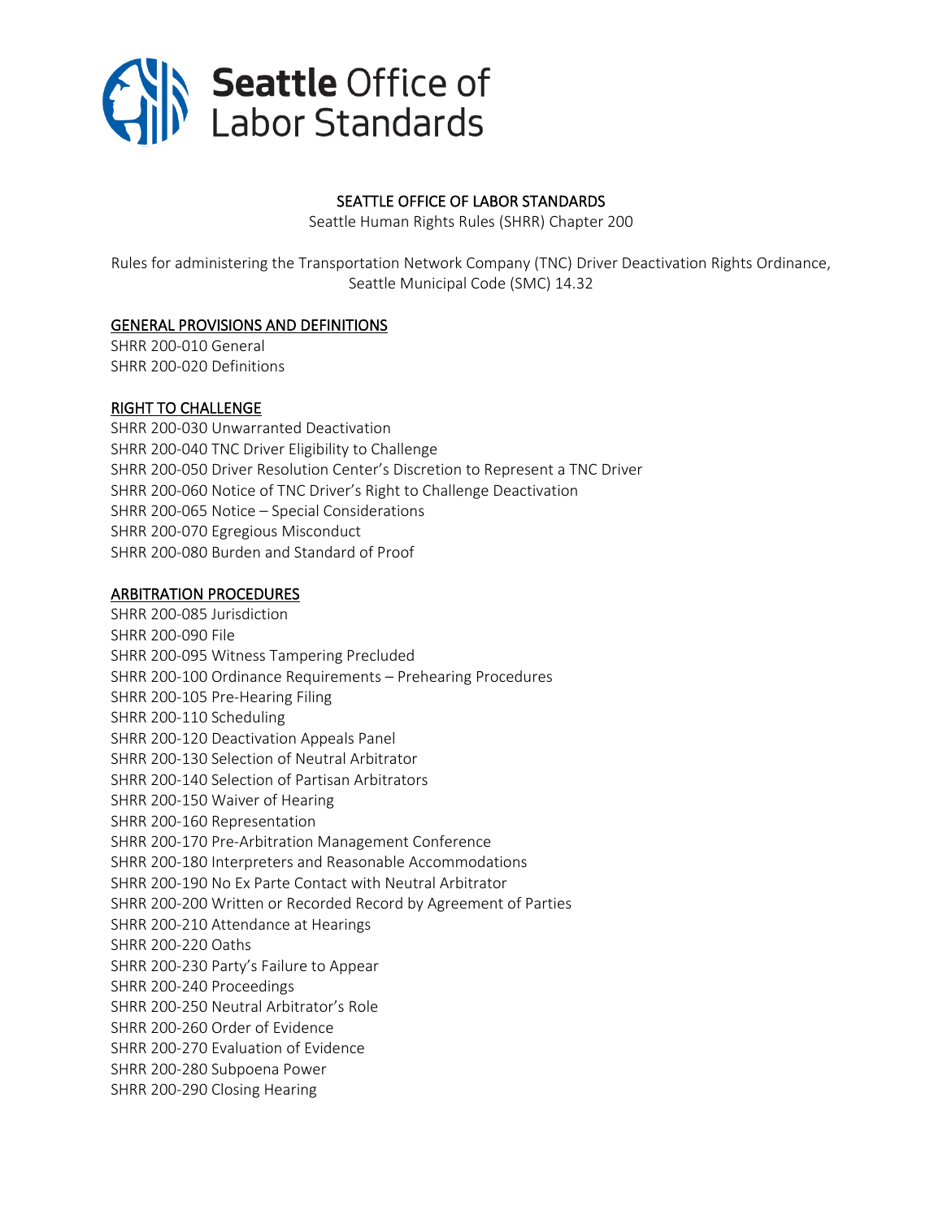**Seattle** Office of Labor Standards

SEATTLE OFFICE OF LABOR STANDARDS

Seattle Human Rights Rules (SHRR) Chapter 200

Rules for administering the Transportation Network Company (TNC) Driver Deactivation Rights Ordinance, Seattle Municipal Code (SMC) 14.32

## GENERAL PROVISIONS AND DEFINITIONS

SHRR 200-010 General
SHRR 200-020 Definitions

## RIGHT TO CHALLENGE

SHRR 200-030 Unwarranted Deactivation
SHRR 200-040 TNC Driver Eligibility to Challenge
SHRR 200-050 Driver Resolution Center's Discretion to Represent a TNC Driver
SHRR 200-060 Notice of TNC Driver's Right to Challenge Deactivation
SHRR 200-065 Notice – Special Considerations
SHRR 200-070 Egregious Misconduct
SHRR 200-080 Burden and Standard of Proof

## ARBITRATION PROCEDURES

SHRR 200-085 Jurisdiction
SHRR 200-090 File
SHRR 200-095 Witness Tampering Precluded
SHRR 200-100 Ordinance Requirements – Prehearing Procedures
SHRR 200-105 Pre-Hearing Filing
SHRR 200-110 Scheduling
SHRR 200-120 Deactivation Appeals Panel
SHRR 200-130 Selection of Neutral Arbitrator
SHRR 200-140 Selection of Partisan Arbitrators
SHRR 200-150 Waiver of Hearing
SHRR 200-160 Representation
SHRR 200-170 Pre-Arbitration Management Conference
SHRR 200-180 Interpreters and Reasonable Accommodations
SHRR 200-190 No Ex Parte Contact with Neutral Arbitrator
SHRR 200-200 Written or Recorded Record by Agreement of Parties
SHRR 200-210 Attendance at Hearings
SHRR 200-220 Oaths
SHRR 200-230 Party's Failure to Appear
SHRR 200-240 Proceedings
SHRR 200-250 Neutral Arbitrator's Role
SHRR 200-260 Order of Evidence
SHRR 200-270 Evaluation of Evidence
SHRR 200-280 Subpoena Power
SHRR 200-290 Closing Hearing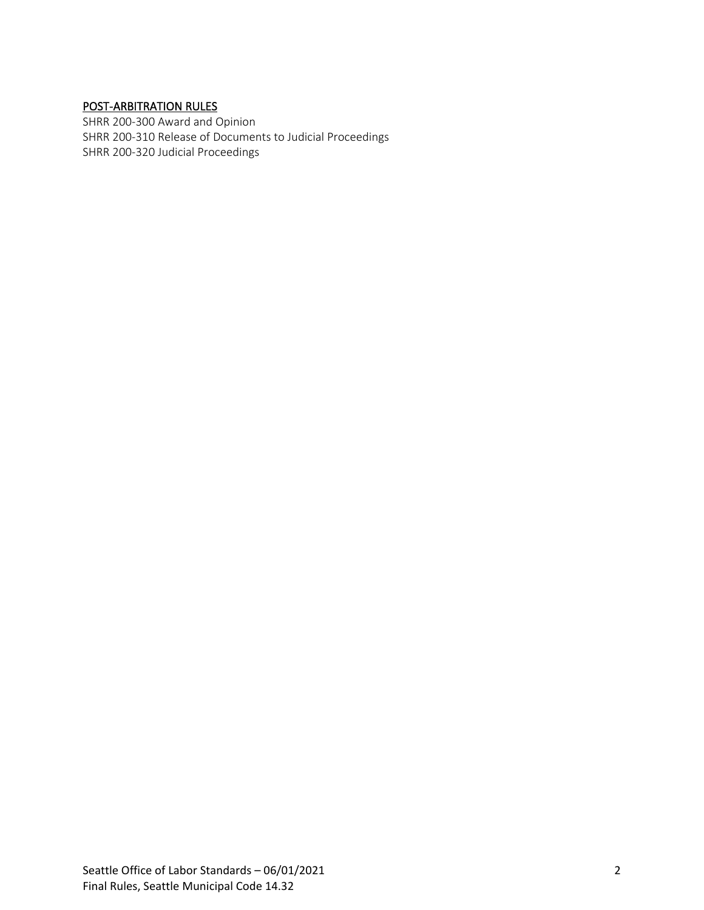<u>POST-ARBITRATION RULES</u>

SHRR 200-300 Award and Opinion
SHRR 200-310 Release of Documents to Judicial Proceedings
SHRR 200-320 Judicial Proceedings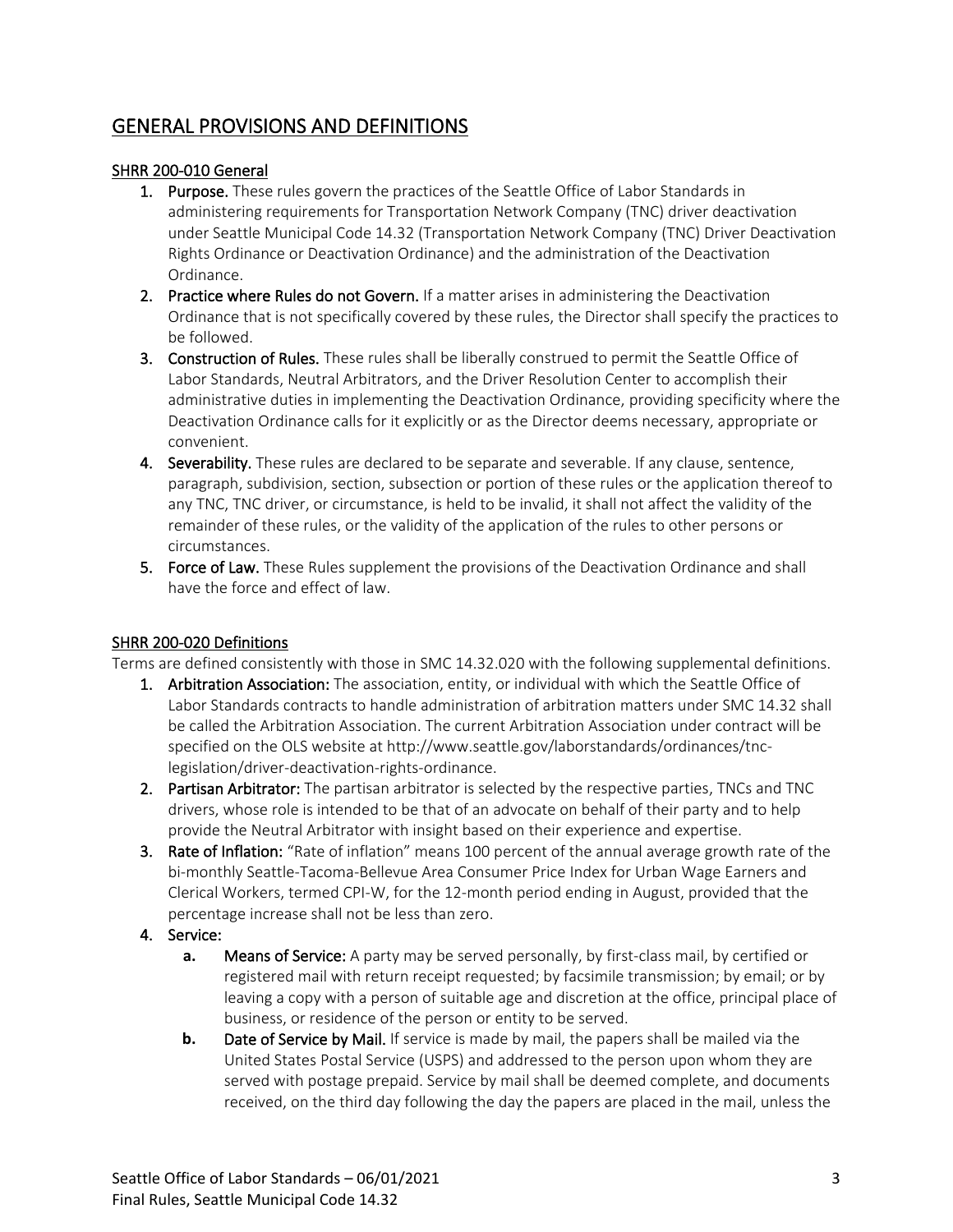## GENERAL PROVISIONS AND DEFINITIONS

### SHRR 200-010 General

1. **Purpose.** These rules govern the practices of the Seattle Office of Labor Standards in administering requirements for Transportation Network Company (TNC) driver deactivation under Seattle Municipal Code 14.32 (Transportation Network Company (TNC) Driver Deactivation Rights Ordinance or Deactivation Ordinance) and the administration of the Deactivation Ordinance.
2. **Practice where Rules do not Govern.** If a matter arises in administering the Deactivation Ordinance that is not specifically covered by these rules, the Director shall specify the practices to be followed.
3. **Construction of Rules.** These rules shall be liberally construed to permit the Seattle Office of Labor Standards, Neutral Arbitrators, and the Driver Resolution Center to accomplish their administrative duties in implementing the Deactivation Ordinance, providing specificity where the Deactivation Ordinance calls for it explicitly or as the Director deems necessary, appropriate or convenient.
4. **Severability.** These rules are declared to be separate and severable. If any clause, sentence, paragraph, subdivision, section, subsection or portion of these rules or the application thereof to any TNC, TNC driver, or circumstance, is held to be invalid, it shall not affect the validity of the remainder of these rules, or the validity of the application of the rules to other persons or circumstances.
5. **Force of Law.** These Rules supplement the provisions of the Deactivation Ordinance and shall have the force and effect of law.

### SHRR 200-020 Definitions

Terms are defined consistently with those in SMC 14.32.020 with the following supplemental definitions.

1. **Arbitration Association:** The association, entity, or individual with which the Seattle Office of Labor Standards contracts to handle administration of arbitration matters under SMC 14.32 shall be called the Arbitration Association. The current Arbitration Association under contract will be specified on the OLS website at http://www.seattle.gov/laborstandards/ordinances/tnc-legislation/driver-deactivation-rights-ordinance.
2. **Partisan Arbitrator:** The partisan arbitrator is selected by the respective parties, TNCs and TNC drivers, whose role is intended to be that of an advocate on behalf of their party and to help provide the Neutral Arbitrator with insight based on their experience and expertise.
3. **Rate of Inflation:** "Rate of inflation" means 100 percent of the annual average growth rate of the bi-monthly Seattle-Tacoma-Bellevue Area Consumer Price Index for Urban Wage Earners and Clerical Workers, termed CPI-W, for the 12-month period ending in August, provided that the percentage increase shall not be less than zero.
4. **Service:**
    a. **Means of Service:** A party may be served personally, by first-class mail, by certified or registered mail with return receipt requested; by facsimile transmission; by email; or by leaving a copy with a person of suitable age and discretion at the office, principal place of business, or residence of the person or entity to be served.
    b. **Date of Service by Mail.** If service is made by mail, the papers shall be mailed via the United States Postal Service (USPS) and addressed to the person upon whom they are served with postage prepaid. Service by mail shall be deemed complete, and documents received, on the third day following the day the papers are placed in the mail, unless the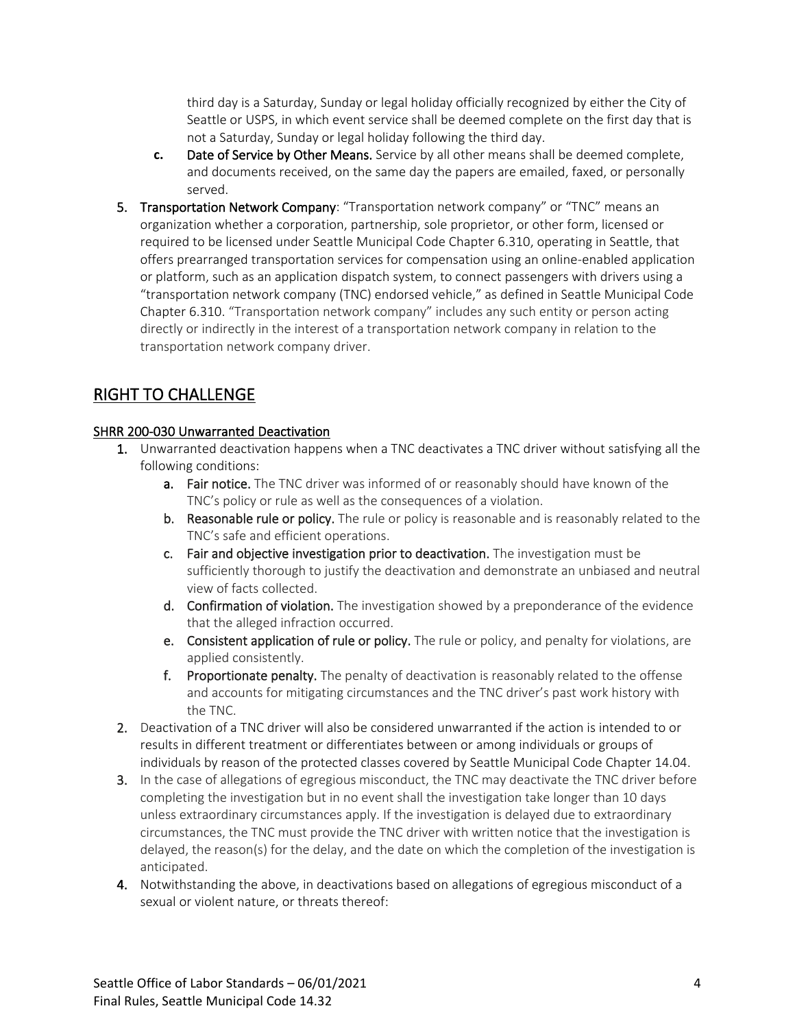third day is a Saturday, Sunday or legal holiday officially recognized by either the City of Seattle or USPS, in which event service shall be deemed complete on the first day that is not a Saturday, Sunday or legal holiday following the third day.

   c. **Date of Service by Other Means.** Service by all other means shall be deemed complete, and documents received, on the same day the papers are emailed, faxed, or personally served.

5. **Transportation Network Company**: "Transportation network company" or "TNC" means an organization whether a corporation, partnership, sole proprietor, or other form, licensed or required to be licensed under Seattle Municipal Code Chapter 6.310, operating in Seattle, that offers prearranged transportation services for compensation using an online-enabled application or platform, such as an application dispatch system, to connect passengers with drivers using a "transportation network company (TNC) endorsed vehicle," as defined in Seattle Municipal Code Chapter 6.310. "Transportation network company" includes any such entity or person acting directly or indirectly in the interest of a transportation network company in relation to the transportation network company driver.

## RIGHT TO CHALLENGE

### SHRR 200-030 Unwarranted Deactivation

1. Unwarranted deactivation happens when a TNC deactivates a TNC driver without satisfying all the following conditions:
   a. **Fair notice.** The TNC driver was informed of or reasonably should have known of the TNC's policy or rule as well as the consequences of a violation.
   b. **Reasonable rule or policy.** The rule or policy is reasonable and is reasonably related to the TNC's safe and efficient operations.
   c. **Fair and objective investigation prior to deactivation.** The investigation must be sufficiently thorough to justify the deactivation and demonstrate an unbiased and neutral view of facts collected.
   d. **Confirmation of violation.** The investigation showed by a preponderance of the evidence that the alleged infraction occurred.
   e. **Consistent application of rule or policy.** The rule or policy, and penalty for violations, are applied consistently.
   f. **Proportionate penalty.** The penalty of deactivation is reasonably related to the offense and accounts for mitigating circumstances and the TNC driver's past work history with the TNC.
2. Deactivation of a TNC driver will also be considered unwarranted if the action is intended to or results in different treatment or differentiates between or among individuals or groups of individuals by reason of the protected classes covered by Seattle Municipal Code Chapter 14.04.
3. In the case of allegations of egregious misconduct, the TNC may deactivate the TNC driver before completing the investigation but in no event shall the investigation take longer than 10 days unless extraordinary circumstances apply. If the investigation is delayed due to extraordinary circumstances, the TNC must provide the TNC driver with written notice that the investigation is delayed, the reason(s) for the delay, and the date on which the completion of the investigation is anticipated.
4. Notwithstanding the above, in deactivations based on allegations of egregious misconduct of a sexual or violent nature, or threats thereof: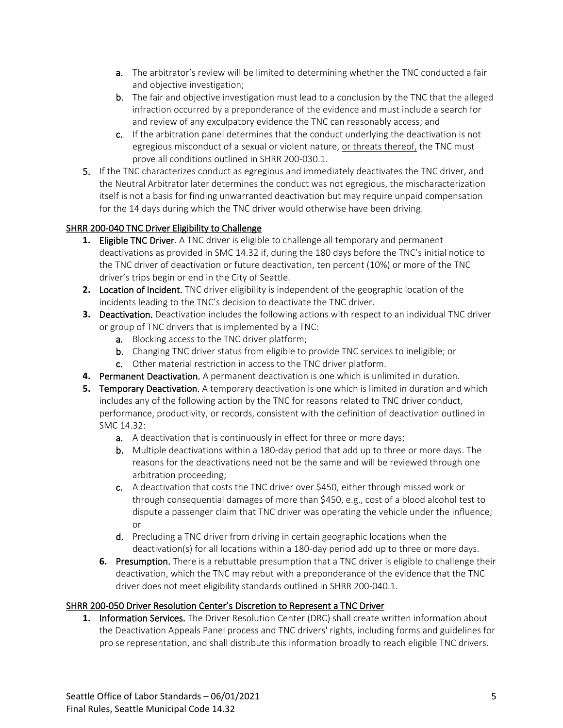a. The arbitrator's review will be limited to determining whether the TNC conducted a fair and objective investigation;
   b. The fair and objective investigation must lead to a conclusion by the TNC that the alleged infraction occurred by a preponderance of the evidence and must include a search for and review of any exculpatory evidence the TNC can reasonably access; and
   c. If the arbitration panel determines that the conduct underlying the deactivation is not egregious misconduct of a sexual or violent nature, <u>or threats thereof,</u> the TNC must prove all conditions outlined in SHRR 200-030.1.

5. If the TNC characterizes conduct as egregious and immediately deactivates the TNC driver, and the Neutral Arbitrator later determines the conduct was not egregious, the mischaracterization itself is not a basis for finding unwarranted deactivation but may require unpaid compensation for the 14 days during which the TNC driver would otherwise have been driving.

<u>SHRR 200-040 TNC Driver Eligibility to Challenge</u>

1. **Eligible TNC Driver**. A TNC driver is eligible to challenge all temporary and permanent deactivations as provided in SMC 14.32 if, during the 180 days before the TNC's initial notice to the TNC driver of deactivation or future deactivation, ten percent (10%) or more of the TNC driver's trips begin or end in the City of Seattle.
2. **Location of Incident.** TNC driver eligibility is independent of the geographic location of the incidents leading to the TNC's decision to deactivate the TNC driver.
3. **Deactivation.** Deactivation includes the following actions with respect to an individual TNC driver or group of TNC drivers that is implemented by a TNC:
   a. Blocking access to the TNC driver platform;
   b. Changing TNC driver status from eligible to provide TNC services to ineligible; or
   c. Other material restriction in access to the TNC driver platform.
4. **Permanent Deactivation.** A permanent deactivation is one which is unlimited in duration.
5. **Temporary Deactivation.** A temporary deactivation is one which is limited in duration and which includes any of the following action by the TNC for reasons related to TNC driver conduct, performance, productivity, or records, consistent with the definition of deactivation outlined in SMC 14.32:
   a. A deactivation that is continuously in effect for three or more days;
   b. Multiple deactivations within a 180-day period that add up to three or more days. The reasons for the deactivations need not be the same and will be reviewed through one arbitration proceeding;
   c. A deactivation that costs the TNC driver over $450, either through missed work or through consequential damages of more than $450, e.g., cost of a blood alcohol test to dispute a passenger claim that TNC driver was operating the vehicle under the influence; or
   d. Precluding a TNC driver from driving in certain geographic locations when the deactivation(s) for all locations within a 180-day period add up to three or more days.
6. **Presumption.** There is a rebuttable presumption that a TNC driver is eligible to challenge their deactivation, which the TNC may rebut with a preponderance of the evidence that the TNC driver does not meet eligibility standards outlined in SHRR 200-040.1.

<u>SHRR 200-050 Driver Resolution Center's Discretion to Represent a TNC Driver</u>

1. **Information Services.** The Driver Resolution Center (DRC) shall create written information about the Deactivation Appeals Panel process and TNC drivers' rights, including forms and guidelines for pro se representation, and shall distribute this information broadly to reach eligible TNC drivers.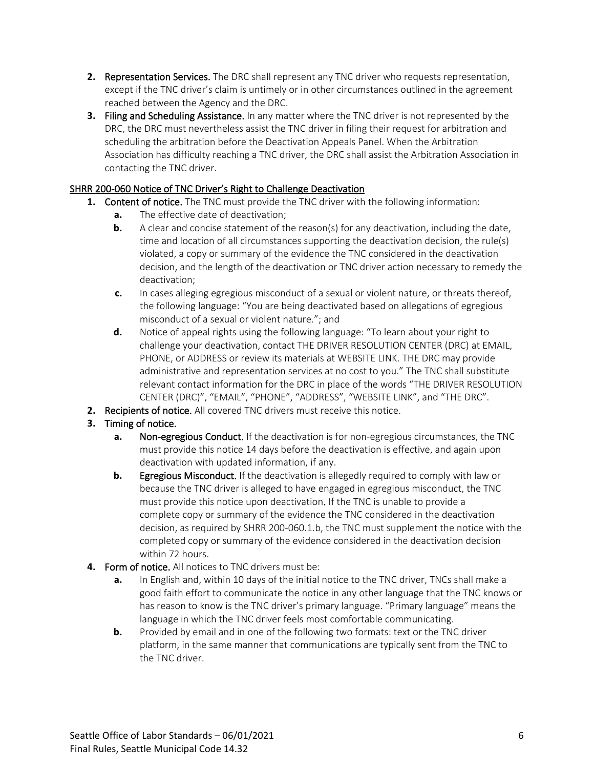2. **Representation Services.** The DRC shall represent any TNC driver who requests representation, except if the TNC driver's claim is untimely or in other circumstances outlined in the agreement reached between the Agency and the DRC.
3. **Filing and Scheduling Assistance.** In any matter where the TNC driver is not represented by the DRC, the DRC must nevertheless assist the TNC driver in filing their request for arbitration and scheduling the arbitration before the Deactivation Appeals Panel. When the Arbitration Association has difficulty reaching a TNC driver, the DRC shall assist the Arbitration Association in contacting the TNC driver.

## SHRR 200-060 Notice of TNC Driver's Right to Challenge Deactivation

1. **Content of notice.** The TNC must provide the TNC driver with the following information:
   - **a.** The effective date of deactivation;
   - **b.** A clear and concise statement of the reason(s) for any deactivation, including the date, time and location of all circumstances supporting the deactivation decision, the rule(s) violated, a copy or summary of the evidence the TNC considered in the deactivation decision, and the length of the deactivation or TNC driver action necessary to remedy the deactivation;
   - **c.** In cases alleging egregious misconduct of a sexual or violent nature, or threats thereof, the following language: "You are being deactivated based on allegations of egregious misconduct of a sexual or violent nature."; and
   - **d.** Notice of appeal rights using the following language: "To learn about your right to challenge your deactivation, contact THE DRIVER RESOLUTION CENTER (DRC) at EMAIL, PHONE, or ADDRESS or review its materials at WEBSITE LINK. THE DRC may provide administrative and representation services at no cost to you." The TNC shall substitute relevant contact information for the DRC in place of the words "THE DRIVER RESOLUTION CENTER (DRC)", "EMAIL", "PHONE", "ADDRESS", "WEBSITE LINK", and "THE DRC".
2. **Recipients of notice.** All covered TNC drivers must receive this notice.
3. **Timing of notice.**
   - **a. Non-egregious Conduct.** If the deactivation is for non-egregious circumstances, the TNC must provide this notice 14 days before the deactivation is effective, and again upon deactivation with updated information, if any.
   - **b. Egregious Misconduct.** If the deactivation is allegedly required to comply with law or because the TNC driver is alleged to have engaged in egregious misconduct, the TNC must provide this notice upon deactivation. If the TNC is unable to provide a complete copy or summary of the evidence the TNC considered in the deactivation decision, as required by SHRR 200-060.1.b, the TNC must supplement the notice with the completed copy or summary of the evidence considered in the deactivation decision within 72 hours.
4. **Form of notice.** All notices to TNC drivers must be:
   - **a.** In English and, within 10 days of the initial notice to the TNC driver, TNCs shall make a good faith effort to communicate the notice in any other language that the TNC knows or has reason to know is the TNC driver's primary language. "Primary language" means the language in which the TNC driver feels most comfortable communicating.
   - **b.** Provided by email and in one of the following two formats: text or the TNC driver platform, in the same manner that communications are typically sent from the TNC to the TNC driver.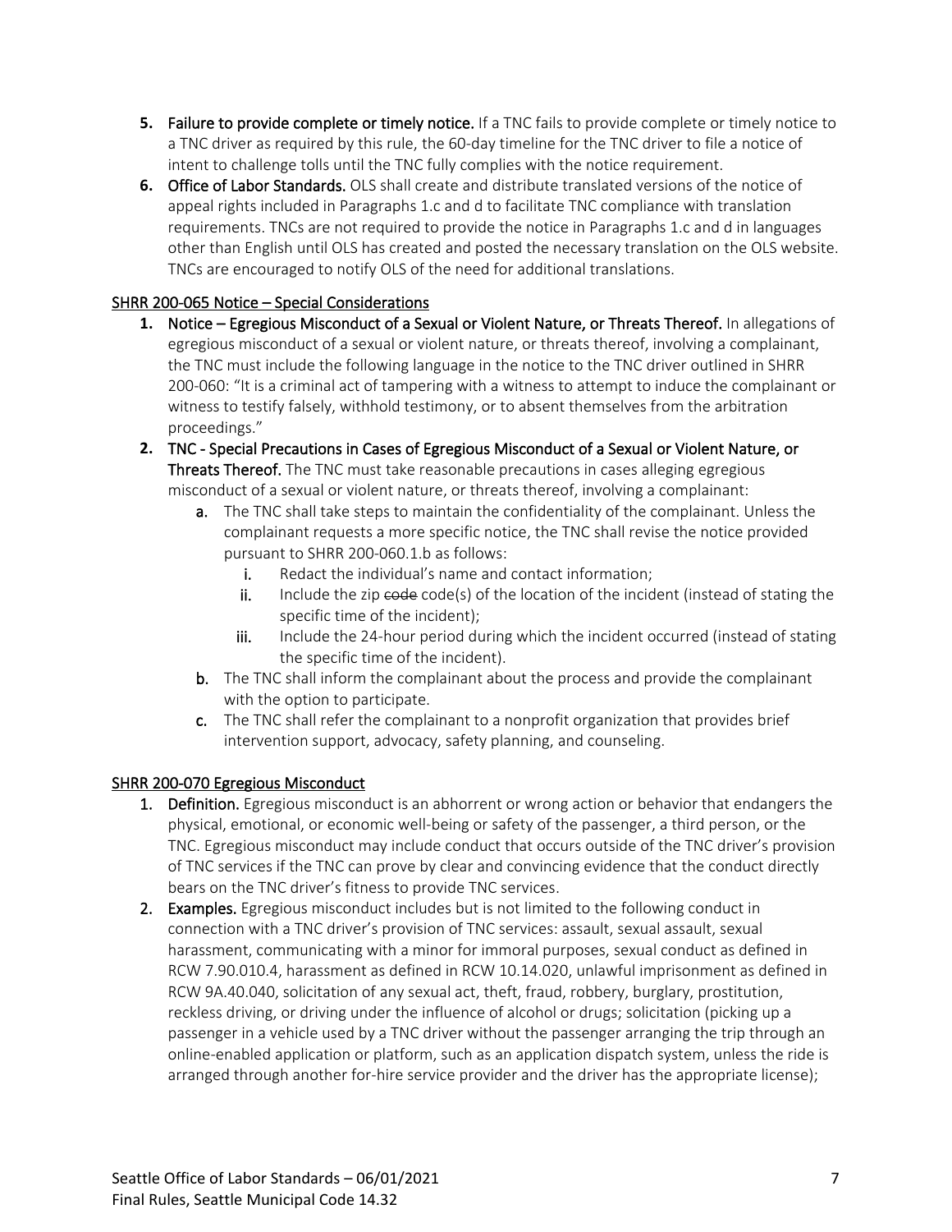5. **Failure to provide complete or timely notice.** If a TNC fails to provide complete or timely notice to a TNC driver as required by this rule, the 60-day timeline for the TNC driver to file a notice of intent to challenge tolls until the TNC fully complies with the notice requirement.
6. **Office of Labor Standards.** OLS shall create and distribute translated versions of the notice of appeal rights included in Paragraphs 1.c and d to facilitate TNC compliance with translation requirements. TNCs are not required to provide the notice in Paragraphs 1.c and d in languages other than English until OLS has created and posted the necessary translation on the OLS website. TNCs are encouraged to notify OLS of the need for additional translations.

## SHRR 200-065 Notice – Special Considerations

1. **Notice – Egregious Misconduct of a Sexual or Violent Nature, or Threats Thereof.** In allegations of egregious misconduct of a sexual or violent nature, or threats thereof, involving a complainant, the TNC must include the following language in the notice to the TNC driver outlined in SHRR 200-060: "It is a criminal act of tampering with a witness to attempt to induce the complainant or witness to testify falsely, withhold testimony, or to absent themselves from the arbitration proceedings."
2. **TNC - Special Precautions in Cases of Egregious Misconduct of a Sexual or Violent Nature, or Threats Thereof.** The TNC must take reasonable precautions in cases alleging egregious misconduct of a sexual or violent nature, or threats thereof, involving a complainant:
   a. The TNC shall take steps to maintain the confidentiality of the complainant. Unless the complainant requests a more specific notice, the TNC shall revise the notice provided pursuant to SHRR 200-060.1.b as follows:
      i. Redact the individual's name and contact information;
      ii. Include the zip ~~code~~ code(s) of the location of the incident (instead of stating the specific time of the incident);
      iii. Include the 24-hour period during which the incident occurred (instead of stating the specific time of the incident).
   b. The TNC shall inform the complainant about the process and provide the complainant with the option to participate.
   c. The TNC shall refer the complainant to a nonprofit organization that provides brief intervention support, advocacy, safety planning, and counseling.

## SHRR 200-070 Egregious Misconduct

1. **Definition.** Egregious misconduct is an abhorrent or wrong action or behavior that endangers the physical, emotional, or economic well-being or safety of the passenger, a third person, or the TNC. Egregious misconduct may include conduct that occurs outside of the TNC driver's provision of TNC services if the TNC can prove by clear and convincing evidence that the conduct directly bears on the TNC driver's fitness to provide TNC services.
2. **Examples.** Egregious misconduct includes but is not limited to the following conduct in connection with a TNC driver's provision of TNC services: assault, sexual assault, sexual harassment, communicating with a minor for immoral purposes, sexual conduct as defined in RCW 7.90.010.4, harassment as defined in RCW 10.14.020, unlawful imprisonment as defined in RCW 9A.40.040, solicitation of any sexual act, theft, fraud, robbery, burglary, prostitution, reckless driving, or driving under the influence of alcohol or drugs; solicitation (picking up a passenger in a vehicle used by a TNC driver without the passenger arranging the trip through an online-enabled application or platform, such as an application dispatch system, unless the ride is arranged through another for-hire service provider and the driver has the appropriate license);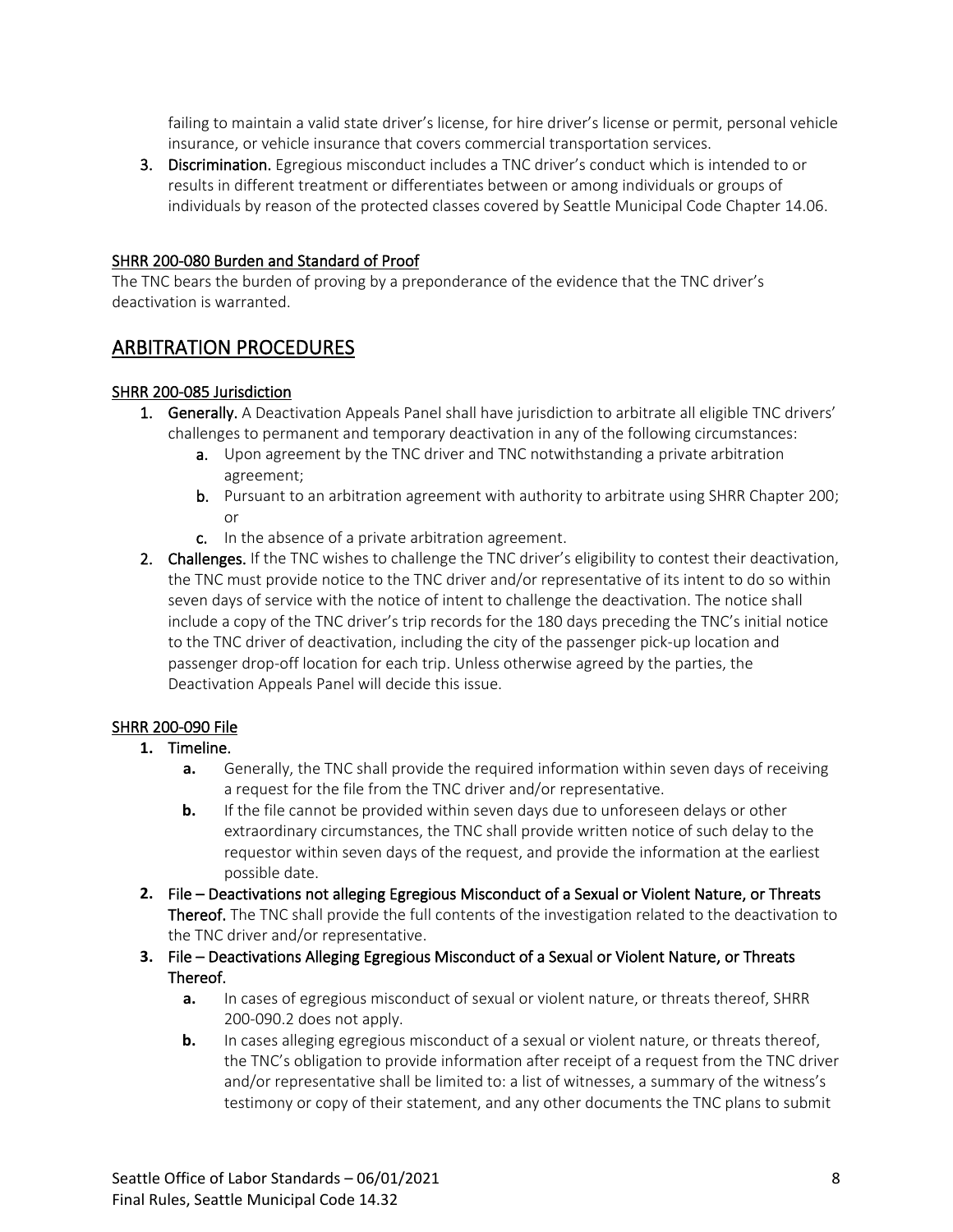failing to maintain a valid state driver's license, for hire driver's license or permit, personal vehicle insurance, or vehicle insurance that covers commercial transportation services.

3. **Discrimination.** Egregious misconduct includes a TNC driver's conduct which is intended to or results in different treatment or differentiates between or among individuals or groups of individuals by reason of the protected classes covered by Seattle Municipal Code Chapter 14.06.

### SHRR 200-080 Burden and Standard of Proof

The TNC bears the burden of proving by a preponderance of the evidence that the TNC driver's deactivation is warranted.

## ARBITRATION PROCEDURES

### SHRR 200-085 Jurisdiction

1. **Generally.** A Deactivation Appeals Panel shall have jurisdiction to arbitrate all eligible TNC drivers' challenges to permanent and temporary deactivation in any of the following circumstances:
   a. Upon agreement by the TNC driver and TNC notwithstanding a private arbitration agreement;
   b. Pursuant to an arbitration agreement with authority to arbitrate using SHRR Chapter 200; or
   c. In the absence of a private arbitration agreement.
2. **Challenges.** If the TNC wishes to challenge the TNC driver's eligibility to contest their deactivation, the TNC must provide notice to the TNC driver and/or representative of its intent to do so within seven days of service with the notice of intent to challenge the deactivation. The notice shall include a copy of the TNC driver's trip records for the 180 days preceding the TNC's initial notice to the TNC driver of deactivation, including the city of the passenger pick-up location and passenger drop-off location for each trip. Unless otherwise agreed by the parties, the Deactivation Appeals Panel will decide this issue.

### SHRR 200-090 File

1. **Timeline.**
   a. Generally, the TNC shall provide the required information within seven days of receiving a request for the file from the TNC driver and/or representative.
   b. If the file cannot be provided within seven days due to unforeseen delays or other extraordinary circumstances, the TNC shall provide written notice of such delay to the requestor within seven days of the request, and provide the information at the earliest possible date.
2. **File – Deactivations not alleging Egregious Misconduct of a Sexual or Violent Nature, or Threats Thereof.** The TNC shall provide the full contents of the investigation related to the deactivation to the TNC driver and/or representative.
3. **File – Deactivations Alleging Egregious Misconduct of a Sexual or Violent Nature, or Threats Thereof.**
   a. In cases of egregious misconduct of sexual or violent nature, or threats thereof, SHRR 200-090.2 does not apply.
   b. In cases alleging egregious misconduct of a sexual or violent nature, or threats thereof, the TNC's obligation to provide information after receipt of a request from the TNC driver and/or representative shall be limited to: a list of witnesses, a summary of the witness's testimony or copy of their statement, and any other documents the TNC plans to submit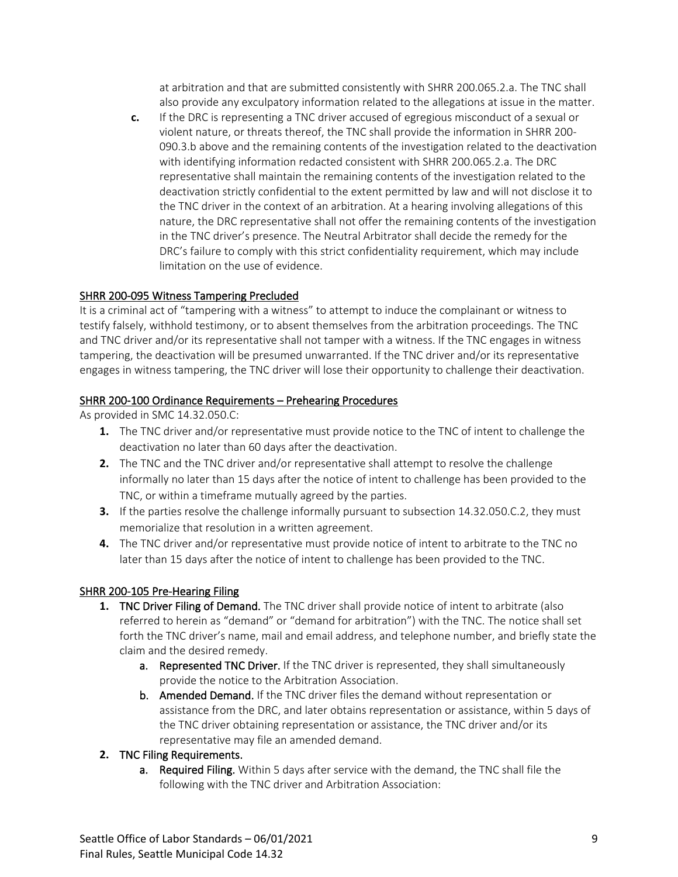at arbitration and that are submitted consistently with SHRR 200.065.2.a. The TNC shall also provide any exculpatory information related to the allegations at issue in the matter.

**c.** If the DRC is representing a TNC driver accused of egregious misconduct of a sexual or violent nature, or threats thereof, the TNC shall provide the information in SHRR 200-090.3.b above and the remaining contents of the investigation related to the deactivation with identifying information redacted consistent with SHRR 200.065.2.a. The DRC representative shall maintain the remaining contents of the investigation related to the deactivation strictly confidential to the extent permitted by law and will not disclose it to the TNC driver in the context of an arbitration. At a hearing involving allegations of this nature, the DRC representative shall not offer the remaining contents of the investigation in the TNC driver's presence. The Neutral Arbitrator shall decide the remedy for the DRC's failure to comply with this strict confidentiality requirement, which may include limitation on the use of evidence.

## SHRR 200-095 Witness Tampering Precluded

It is a criminal act of "tampering with a witness" to attempt to induce the complainant or witness to testify falsely, withhold testimony, or to absent themselves from the arbitration proceedings. The TNC and TNC driver and/or its representative shall not tamper with a witness. If the TNC engages in witness tampering, the deactivation will be presumed unwarranted. If the TNC driver and/or its representative engages in witness tampering, the TNC driver will lose their opportunity to challenge their deactivation.

## SHRR 200-100 Ordinance Requirements – Prehearing Procedures

As provided in SMC 14.32.050.C:

1. The TNC driver and/or representative must provide notice to the TNC of intent to challenge the deactivation no later than 60 days after the deactivation.
2. The TNC and the TNC driver and/or representative shall attempt to resolve the challenge informally no later than 15 days after the notice of intent to challenge has been provided to the TNC, or within a timeframe mutually agreed by the parties.
3. If the parties resolve the challenge informally pursuant to subsection 14.32.050.C.2, they must memorialize that resolution in a written agreement.
4. The TNC driver and/or representative must provide notice of intent to arbitrate to the TNC no later than 15 days after the notice of intent to challenge has been provided to the TNC.

## SHRR 200-105 Pre-Hearing Filing

1. **TNC Driver Filing of Demand.** The TNC driver shall provide notice of intent to arbitrate (also referred to herein as "demand" or "demand for arbitration") with the TNC. The notice shall set forth the TNC driver's name, mail and email address, and telephone number, and briefly state the claim and the desired remedy.
   a. **Represented TNC Driver.** If the TNC driver is represented, they shall simultaneously provide the notice to the Arbitration Association.
   b. **Amended Demand.** If the TNC driver files the demand without representation or assistance from the DRC, and later obtains representation or assistance, within 5 days of the TNC driver obtaining representation or assistance, the TNC driver and/or its representative may file an amended demand.
2. **TNC Filing Requirements.**
   a. **Required Filing.** Within 5 days after service with the demand, the TNC shall file the following with the TNC driver and Arbitration Association: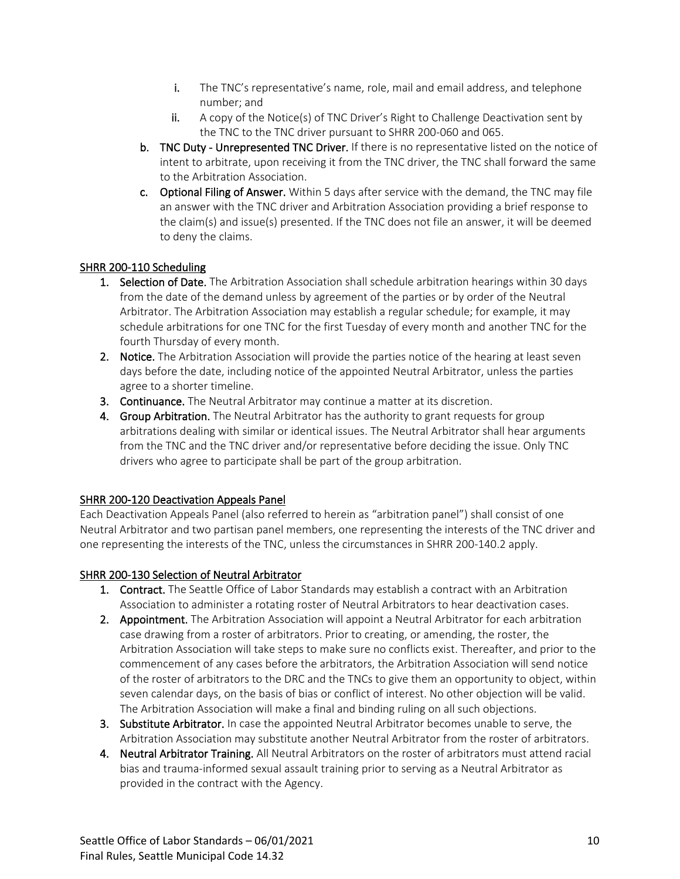i. The TNC's representative's name, role, mail and email address, and telephone number; and
   ii. A copy of the Notice(s) of TNC Driver's Right to Challenge Deactivation sent by the TNC to the TNC driver pursuant to SHRR 200-060 and 065.

b. **TNC Duty - Unrepresented TNC Driver.** If there is no representative listed on the notice of intent to arbitrate, upon receiving it from the TNC driver, the TNC shall forward the same to the Arbitration Association.

c. **Optional Filing of Answer.** Within 5 days after service with the demand, the TNC may file an answer with the TNC driver and Arbitration Association providing a brief response to the claim(s) and issue(s) presented. If the TNC does not file an answer, it will be deemed to deny the claims.

## SHRR 200-110 Scheduling

1. **Selection of Date.** The Arbitration Association shall schedule arbitration hearings within 30 days from the date of the demand unless by agreement of the parties or by order of the Neutral Arbitrator. The Arbitration Association may establish a regular schedule; for example, it may schedule arbitrations for one TNC for the first Tuesday of every month and another TNC for the fourth Thursday of every month.
2. **Notice.** The Arbitration Association will provide the parties notice of the hearing at least seven days before the date, including notice of the appointed Neutral Arbitrator, unless the parties agree to a shorter timeline.
3. **Continuance.** The Neutral Arbitrator may continue a matter at its discretion.
4. **Group Arbitration.** The Neutral Arbitrator has the authority to grant requests for group arbitrations dealing with similar or identical issues. The Neutral Arbitrator shall hear arguments from the TNC and the TNC driver and/or representative before deciding the issue. Only TNC drivers who agree to participate shall be part of the group arbitration.

## SHRR 200-120 Deactivation Appeals Panel

Each Deactivation Appeals Panel (also referred to herein as "arbitration panel") shall consist of one Neutral Arbitrator and two partisan panel members, one representing the interests of the TNC driver and one representing the interests of the TNC, unless the circumstances in SHRR 200-140.2 apply.

## SHRR 200-130 Selection of Neutral Arbitrator

1. **Contract.** The Seattle Office of Labor Standards may establish a contract with an Arbitration Association to administer a rotating roster of Neutral Arbitrators to hear deactivation cases.
2. **Appointment.** The Arbitration Association will appoint a Neutral Arbitrator for each arbitration case drawing from a roster of arbitrators. Prior to creating, or amending, the roster, the Arbitration Association will take steps to make sure no conflicts exist. Thereafter, and prior to the commencement of any cases before the arbitrators, the Arbitration Association will send notice of the roster of arbitrators to the DRC and the TNCs to give them an opportunity to object, within seven calendar days, on the basis of bias or conflict of interest. No other objection will be valid. The Arbitration Association will make a final and binding ruling on all such objections.
3. **Substitute Arbitrator.** In case the appointed Neutral Arbitrator becomes unable to serve, the Arbitration Association may substitute another Neutral Arbitrator from the roster of arbitrators.
4. **Neutral Arbitrator Training.** All Neutral Arbitrators on the roster of arbitrators must attend racial bias and trauma-informed sexual assault training prior to serving as a Neutral Arbitrator as provided in the contract with the Agency.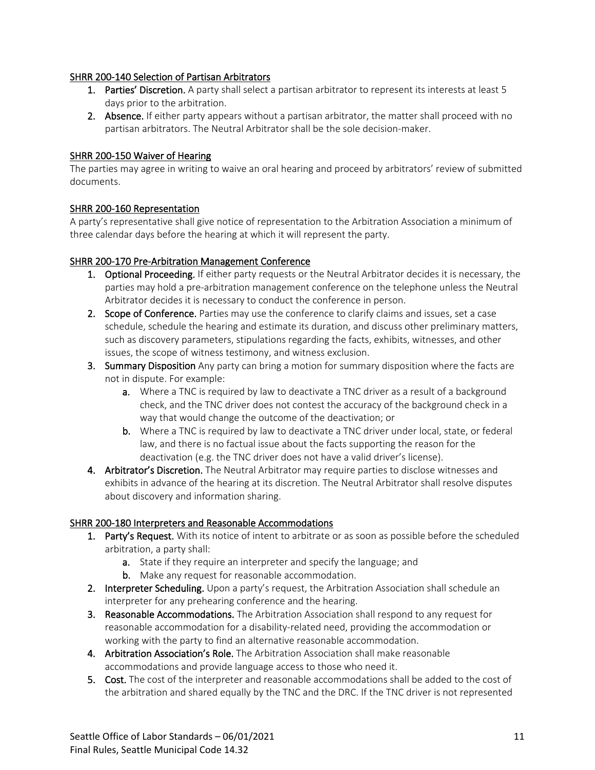## SHRR 200-140 Selection of Partisan Arbitrators

1. **Parties' Discretion.** A party shall select a partisan arbitrator to represent its interests at least 5 days prior to the arbitration.
2. **Absence.** If either party appears without a partisan arbitrator, the matter shall proceed with no partisan arbitrators. The Neutral Arbitrator shall be the sole decision-maker.

## SHRR 200-150 Waiver of Hearing

The parties may agree in writing to waive an oral hearing and proceed by arbitrators' review of submitted documents.

## SHRR 200-160 Representation

A party's representative shall give notice of representation to the Arbitration Association a minimum of three calendar days before the hearing at which it will represent the party.

## SHRR 200-170 Pre-Arbitration Management Conference

1. **Optional Proceeding.** If either party requests or the Neutral Arbitrator decides it is necessary, the parties may hold a pre-arbitration management conference on the telephone unless the Neutral Arbitrator decides it is necessary to conduct the conference in person.
2. **Scope of Conference.** Parties may use the conference to clarify claims and issues, set a case schedule, schedule the hearing and estimate its duration, and discuss other preliminary matters, such as discovery parameters, stipulations regarding the facts, exhibits, witnesses, and other issues, the scope of witness testimony, and witness exclusion.
3. **Summary Disposition** Any party can bring a motion for summary disposition where the facts are not in dispute. For example:
   a. Where a TNC is required by law to deactivate a TNC driver as a result of a background check, and the TNC driver does not contest the accuracy of the background check in a way that would change the outcome of the deactivation; or
   b. Where a TNC is required by law to deactivate a TNC driver under local, state, or federal law, and there is no factual issue about the facts supporting the reason for the deactivation (e.g. the TNC driver does not have a valid driver's license).
4. **Arbitrator's Discretion.** The Neutral Arbitrator may require parties to disclose witnesses and exhibits in advance of the hearing at its discretion. The Neutral Arbitrator shall resolve disputes about discovery and information sharing.

## SHRR 200-180 Interpreters and Reasonable Accommodations

1. **Party's Request.** With its notice of intent to arbitrate or as soon as possible before the scheduled arbitration, a party shall:
   a. State if they require an interpreter and specify the language; and
   b. Make any request for reasonable accommodation.
2. **Interpreter Scheduling.** Upon a party's request, the Arbitration Association shall schedule an interpreter for any prehearing conference and the hearing.
3. **Reasonable Accommodations.** The Arbitration Association shall respond to any request for reasonable accommodation for a disability-related need, providing the accommodation or working with the party to find an alternative reasonable accommodation.
4. **Arbitration Association's Role.** The Arbitration Association shall make reasonable accommodations and provide language access to those who need it.
5. **Cost.** The cost of the interpreter and reasonable accommodations shall be added to the cost of the arbitration and shared equally by the TNC and the DRC. If the TNC driver is not represented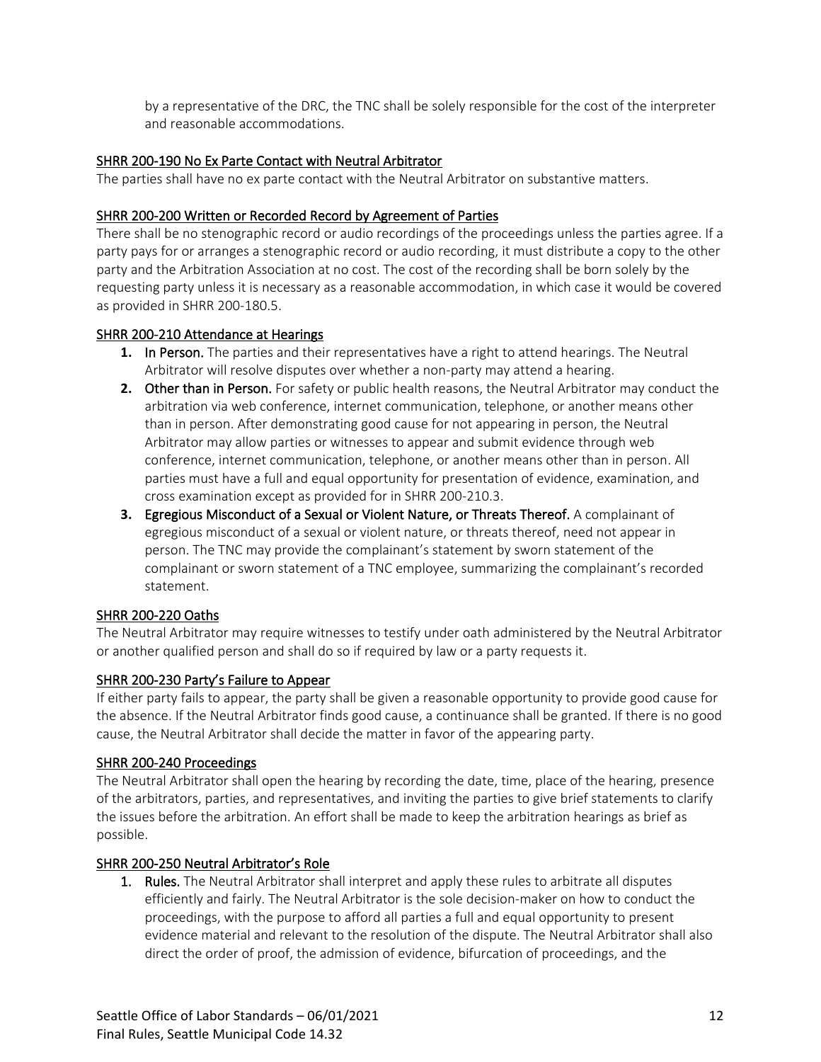by a representative of the DRC, the TNC shall be solely responsible for the cost of the interpreter and reasonable accommodations.

### SHRR 200-190 No Ex Parte Contact with Neutral Arbitrator

The parties shall have no ex parte contact with the Neutral Arbitrator on substantive matters.

### SHRR 200-200 Written or Recorded Record by Agreement of Parties

There shall be no stenographic record or audio recordings of the proceedings unless the parties agree. If a party pays for or arranges a stenographic record or audio recording, it must distribute a copy to the other party and the Arbitration Association at no cost. The cost of the recording shall be born solely by the requesting party unless it is necessary as a reasonable accommodation, in which case it would be covered as provided in SHRR 200-180.5.

### SHRR 200-210 Attendance at Hearings

1. **In Person.** The parties and their representatives have a right to attend hearings. The Neutral Arbitrator will resolve disputes over whether a non-party may attend a hearing.
2. **Other than in Person.** For safety or public health reasons, the Neutral Arbitrator may conduct the arbitration via web conference, internet communication, telephone, or another means other than in person. After demonstrating good cause for not appearing in person, the Neutral Arbitrator may allow parties or witnesses to appear and submit evidence through web conference, internet communication, telephone, or another means other than in person. All parties must have a full and equal opportunity for presentation of evidence, examination, and cross examination except as provided for in SHRR 200-210.3.
3. **Egregious Misconduct of a Sexual or Violent Nature, or Threats Thereof.** A complainant of egregious misconduct of a sexual or violent nature, or threats thereof, need not appear in person. The TNC may provide the complainant's statement by sworn statement of the complainant or sworn statement of a TNC employee, summarizing the complainant's recorded statement.

### SHRR 200-220 Oaths

The Neutral Arbitrator may require witnesses to testify under oath administered by the Neutral Arbitrator or another qualified person and shall do so if required by law or a party requests it.

### SHRR 200-230 Party's Failure to Appear

If either party fails to appear, the party shall be given a reasonable opportunity to provide good cause for the absence. If the Neutral Arbitrator finds good cause, a continuance shall be granted. If there is no good cause, the Neutral Arbitrator shall decide the matter in favor of the appearing party.

### SHRR 200-240 Proceedings

The Neutral Arbitrator shall open the hearing by recording the date, time, place of the hearing, presence of the arbitrators, parties, and representatives, and inviting the parties to give brief statements to clarify the issues before the arbitration. An effort shall be made to keep the arbitration hearings as brief as possible.

### SHRR 200-250 Neutral Arbitrator's Role

1. **Rules.** The Neutral Arbitrator shall interpret and apply these rules to arbitrate all disputes efficiently and fairly. The Neutral Arbitrator is the sole decision-maker on how to conduct the proceedings, with the purpose to afford all parties a full and equal opportunity to present evidence material and relevant to the resolution of the dispute. The Neutral Arbitrator shall also direct the order of proof, the admission of evidence, bifurcation of proceedings, and the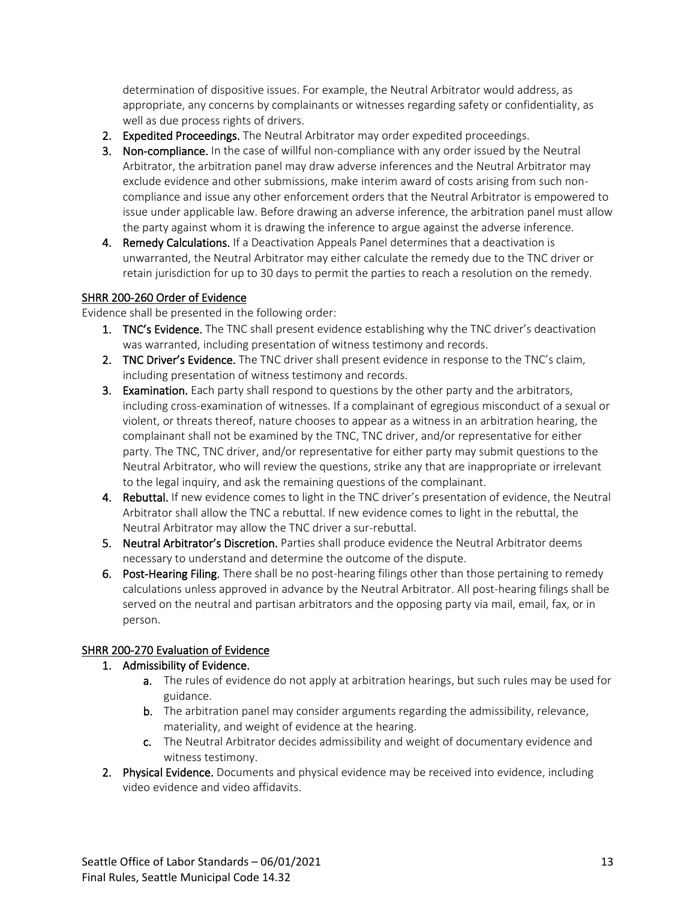determination of dispositive issues. For example, the Neutral Arbitrator would address, as appropriate, any concerns by complainants or witnesses regarding safety or confidentiality, as well as due process rights of drivers.

2. **Expedited Proceedings.** The Neutral Arbitrator may order expedited proceedings.
3. **Non-compliance.** In the case of willful non-compliance with any order issued by the Neutral Arbitrator, the arbitration panel may draw adverse inferences and the Neutral Arbitrator may exclude evidence and other submissions, make interim award of costs arising from such non-compliance and issue any other enforcement orders that the Neutral Arbitrator is empowered to issue under applicable law. Before drawing an adverse inference, the arbitration panel must allow the party against whom it is drawing the inference to argue against the adverse inference.
4. **Remedy Calculations.** If a Deactivation Appeals Panel determines that a deactivation is unwarranted, the Neutral Arbitrator may either calculate the remedy due to the TNC driver or retain jurisdiction for up to 30 days to permit the parties to reach a resolution on the remedy.

## SHRR 200-260 Order of Evidence

Evidence shall be presented in the following order:

1. **TNC's Evidence.** The TNC shall present evidence establishing why the TNC driver's deactivation was warranted, including presentation of witness testimony and records.
2. **TNC Driver's Evidence.** The TNC driver shall present evidence in response to the TNC's claim, including presentation of witness testimony and records.
3. **Examination.** Each party shall respond to questions by the other party and the arbitrators, including cross-examination of witnesses. If a complainant of egregious misconduct of a sexual or violent, or threats thereof, nature chooses to appear as a witness in an arbitration hearing, the complainant shall not be examined by the TNC, TNC driver, and/or representative for either party. The TNC, TNC driver, and/or representative for either party may submit questions to the Neutral Arbitrator, who will review the questions, strike any that are inappropriate or irrelevant to the legal inquiry, and ask the remaining questions of the complainant.
4. **Rebuttal.** If new evidence comes to light in the TNC driver's presentation of evidence, the Neutral Arbitrator shall allow the TNC a rebuttal. If new evidence comes to light in the rebuttal, the Neutral Arbitrator may allow the TNC driver a sur-rebuttal.
5. **Neutral Arbitrator's Discretion.** Parties shall produce evidence the Neutral Arbitrator deems necessary to understand and determine the outcome of the dispute.
6. **Post-Hearing Filing.** There shall be no post-hearing filings other than those pertaining to remedy calculations unless approved in advance by the Neutral Arbitrator. All post-hearing filings shall be served on the neutral and partisan arbitrators and the opposing party via mail, email, fax, or in person.

## SHRR 200-270 Evaluation of Evidence

1. **Admissibility of Evidence.**
   a. The rules of evidence do not apply at arbitration hearings, but such rules may be used for guidance.
   b. The arbitration panel may consider arguments regarding the admissibility, relevance, materiality, and weight of evidence at the hearing.
   c. The Neutral Arbitrator decides admissibility and weight of documentary evidence and witness testimony.
2. **Physical Evidence.** Documents and physical evidence may be received into evidence, including video evidence and video affidavits.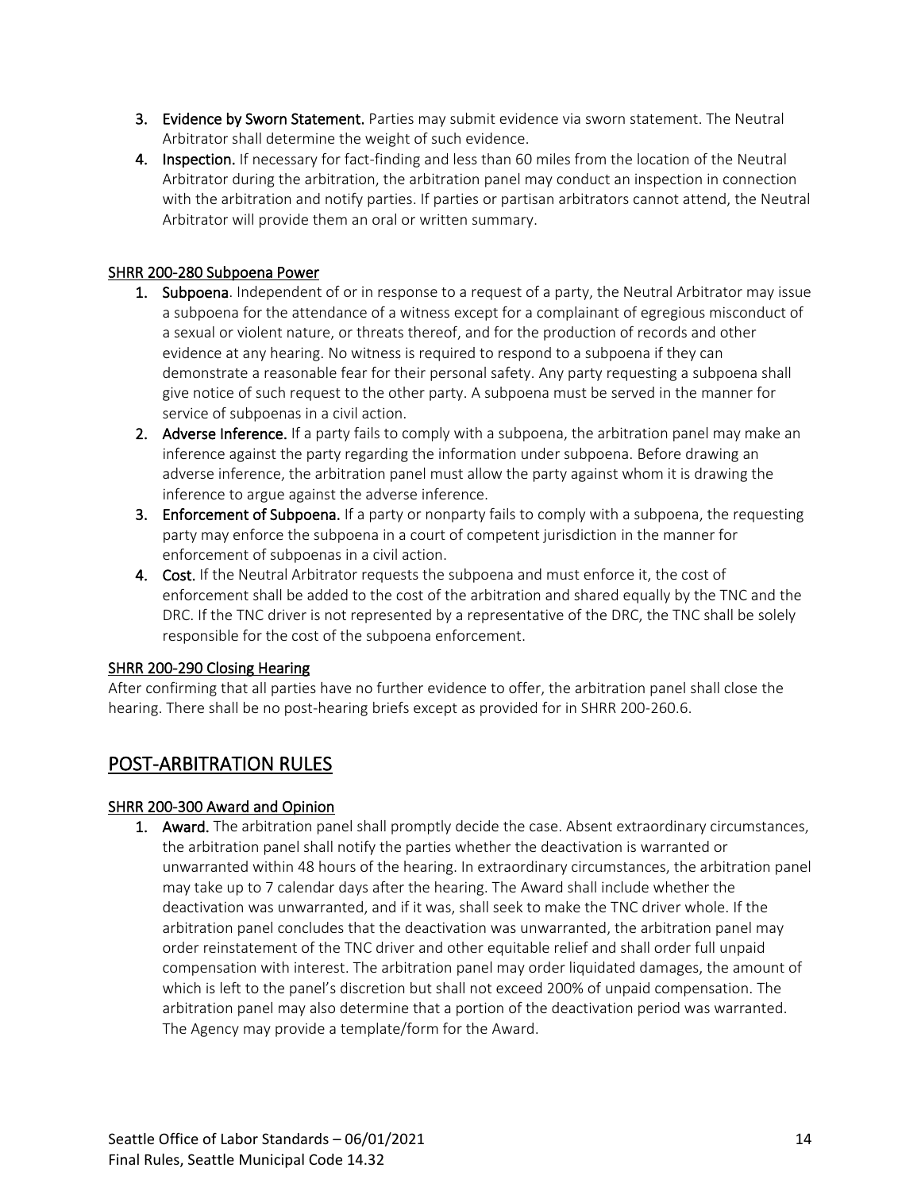3. **Evidence by Sworn Statement.** Parties may submit evidence via sworn statement. The Neutral Arbitrator shall determine the weight of such evidence.
4. **Inspection.** If necessary for fact-finding and less than 60 miles from the location of the Neutral Arbitrator during the arbitration, the arbitration panel may conduct an inspection in connection with the arbitration and notify parties. If parties or partisan arbitrators cannot attend, the Neutral Arbitrator will provide them an oral or written summary.

### SHRR 200-280 Subpoena Power

1. **Subpoena**. Independent of or in response to a request of a party, the Neutral Arbitrator may issue a subpoena for the attendance of a witness except for a complainant of egregious misconduct of a sexual or violent nature, or threats thereof, and for the production of records and other evidence at any hearing. No witness is required to respond to a subpoena if they can demonstrate a reasonable fear for their personal safety. Any party requesting a subpoena shall give notice of such request to the other party. A subpoena must be served in the manner for service of subpoenas in a civil action.
2. **Adverse Inference.** If a party fails to comply with a subpoena, the arbitration panel may make an inference against the party regarding the information under subpoena. Before drawing an adverse inference, the arbitration panel must allow the party against whom it is drawing the inference to argue against the adverse inference.
3. **Enforcement of Subpoena.** If a party or nonparty fails to comply with a subpoena, the requesting party may enforce the subpoena in a court of competent jurisdiction in the manner for enforcement of subpoenas in a civil action.
4. **Cost.** If the Neutral Arbitrator requests the subpoena and must enforce it, the cost of enforcement shall be added to the cost of the arbitration and shared equally by the TNC and the DRC. If the TNC driver is not represented by a representative of the DRC, the TNC shall be solely responsible for the cost of the subpoena enforcement.

### SHRR 200-290 Closing Hearing

After confirming that all parties have no further evidence to offer, the arbitration panel shall close the hearing. There shall be no post-hearing briefs except as provided for in SHRR 200-260.6.

## POST-ARBITRATION RULES

### SHRR 200-300 Award and Opinion

1. **Award.** The arbitration panel shall promptly decide the case. Absent extraordinary circumstances, the arbitration panel shall notify the parties whether the deactivation is warranted or unwarranted within 48 hours of the hearing. In extraordinary circumstances, the arbitration panel may take up to 7 calendar days after the hearing. The Award shall include whether the deactivation was unwarranted, and if it was, shall seek to make the TNC driver whole. If the arbitration panel concludes that the deactivation was unwarranted, the arbitration panel may order reinstatement of the TNC driver and other equitable relief and shall order full unpaid compensation with interest. The arbitration panel may order liquidated damages, the amount of which is left to the panel's discretion but shall not exceed 200% of unpaid compensation. The arbitration panel may also determine that a portion of the deactivation period was warranted. The Agency may provide a template/form for the Award.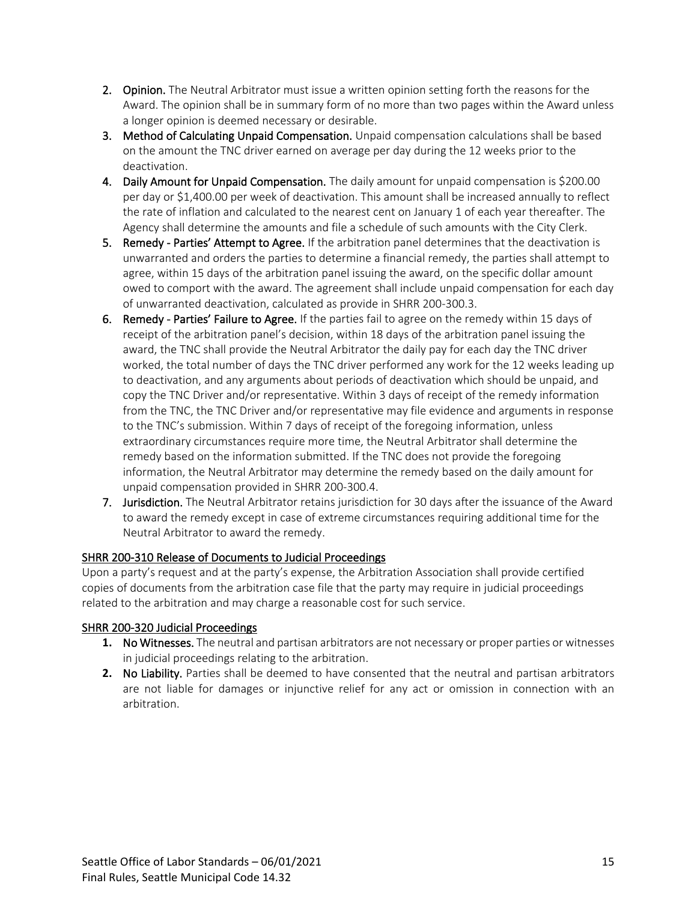2. **Opinion.** The Neutral Arbitrator must issue a written opinion setting forth the reasons for the Award. The opinion shall be in summary form of no more than two pages within the Award unless a longer opinion is deemed necessary or desirable.
3. **Method of Calculating Unpaid Compensation.** Unpaid compensation calculations shall be based on the amount the TNC driver earned on average per day during the 12 weeks prior to the deactivation.
4. **Daily Amount for Unpaid Compensation.** The daily amount for unpaid compensation is $200.00 per day or $1,400.00 per week of deactivation. This amount shall be increased annually to reflect the rate of inflation and calculated to the nearest cent on January 1 of each year thereafter. The Agency shall determine the amounts and file a schedule of such amounts with the City Clerk.
5. **Remedy - Parties' Attempt to Agree.** If the arbitration panel determines that the deactivation is unwarranted and orders the parties to determine a financial remedy, the parties shall attempt to agree, within 15 days of the arbitration panel issuing the award, on the specific dollar amount owed to comport with the award. The agreement shall include unpaid compensation for each day of unwarranted deactivation, calculated as provide in SHRR 200-300.3.
6. **Remedy - Parties' Failure to Agree.** If the parties fail to agree on the remedy within 15 days of receipt of the arbitration panel's decision, within 18 days of the arbitration panel issuing the award, the TNC shall provide the Neutral Arbitrator the daily pay for each day the TNC driver worked, the total number of days the TNC driver performed any work for the 12 weeks leading up to deactivation, and any arguments about periods of deactivation which should be unpaid, and copy the TNC Driver and/or representative. Within 3 days of receipt of the remedy information from the TNC, the TNC Driver and/or representative may file evidence and arguments in response to the TNC's submission. Within 7 days of receipt of the foregoing information, unless extraordinary circumstances require more time, the Neutral Arbitrator shall determine the remedy based on the information submitted. If the TNC does not provide the foregoing information, the Neutral Arbitrator may determine the remedy based on the daily amount for unpaid compensation provided in SHRR 200-300.4.
7. **Jurisdiction.** The Neutral Arbitrator retains jurisdiction for 30 days after the issuance of the Award to award the remedy except in case of extreme circumstances requiring additional time for the Neutral Arbitrator to award the remedy.

## SHRR 200-310 Release of Documents to Judicial Proceedings

Upon a party's request and at the party's expense, the Arbitration Association shall provide certified copies of documents from the arbitration case file that the party may require in judicial proceedings related to the arbitration and may charge a reasonable cost for such service.

## SHRR 200-320 Judicial Proceedings

1. **No Witnesses.** The neutral and partisan arbitrators are not necessary or proper parties or witnesses in judicial proceedings relating to the arbitration.
2. **No Liability.** Parties shall be deemed to have consented that the neutral and partisan arbitrators are not liable for damages or injunctive relief for any act or omission in connection with an arbitration.